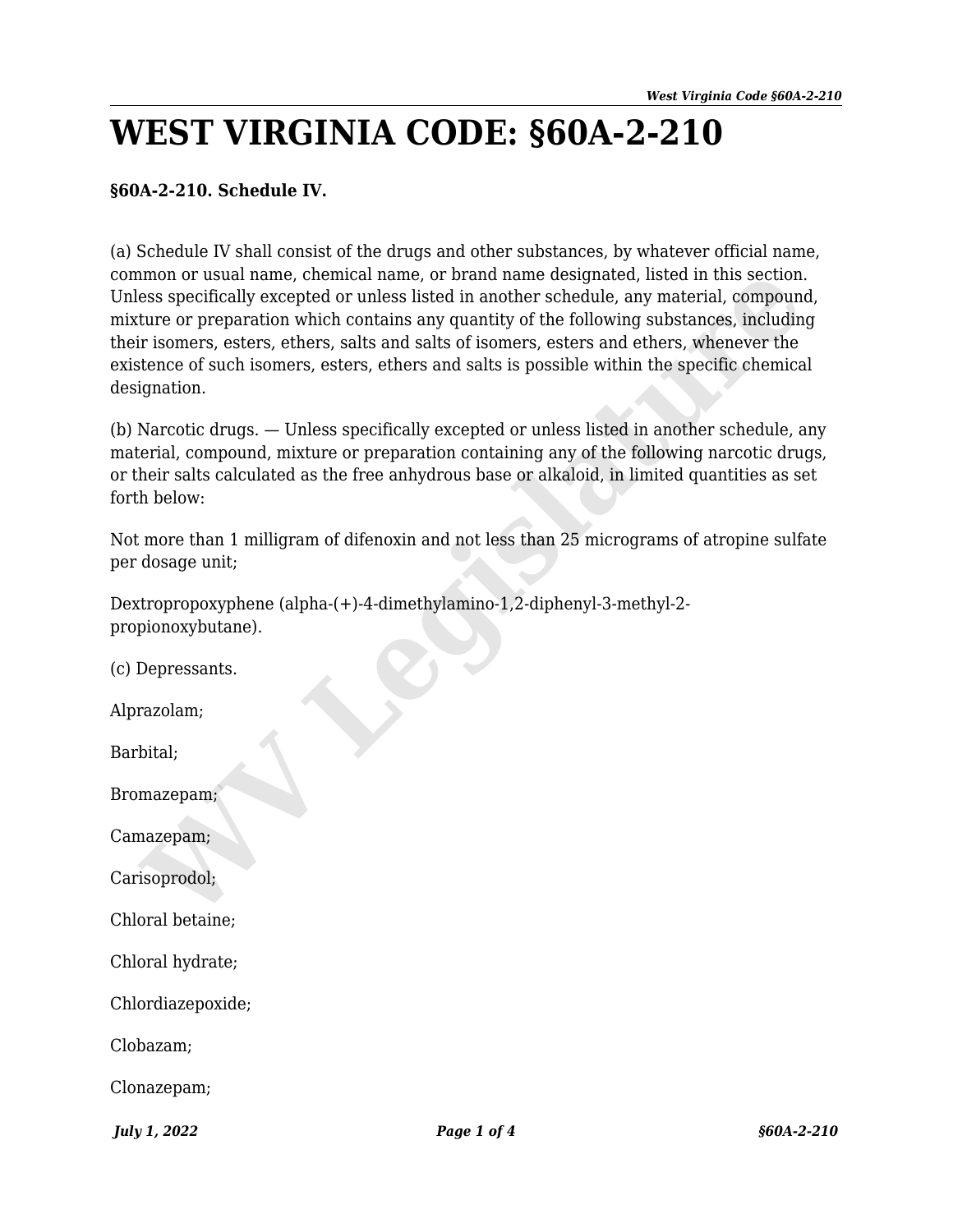# WEST VIRGINIA CODE: §60A-2-210

**§60A-2-210. Schedule IV.**

(a) Schedule IV shall consist of the drugs and other substances, by whatever official name, common or usual name, chemical name, or brand name designated, listed in this section. Unless specifically excepted or unless listed in another schedule, any material, compound, mixture or preparation which contains any quantity of the following substances, including their isomers, esters, ethers, salts and salts of isomers, esters and ethers, whenever the existence of such isomers, esters, ethers and salts is possible within the specific chemical designation.

(b) Narcotic drugs. — Unless specifically excepted or unless listed in another schedule, any material, compound, mixture or preparation containing any of the following narcotic drugs, or their salts calculated as the free anhydrous base or alkaloid, in limited quantities as set forth below:

Not more than 1 milligram of difenoxin and not less than 25 micrograms of atropine sulfate per dosage unit;

Dextropropoxyphene (alpha-(+)-4-dimethylamino-1,2-diphenyl-3-methyl-2-propionoxybutane).

(c) Depressants.

Alprazolam;

Barbital;

Bromazepam;

Camazepam;

Carisoprodol;

Chloral betaine;

Chloral hydrate;

Chlordiazepoxide;

Clobazam;

Clonazepam;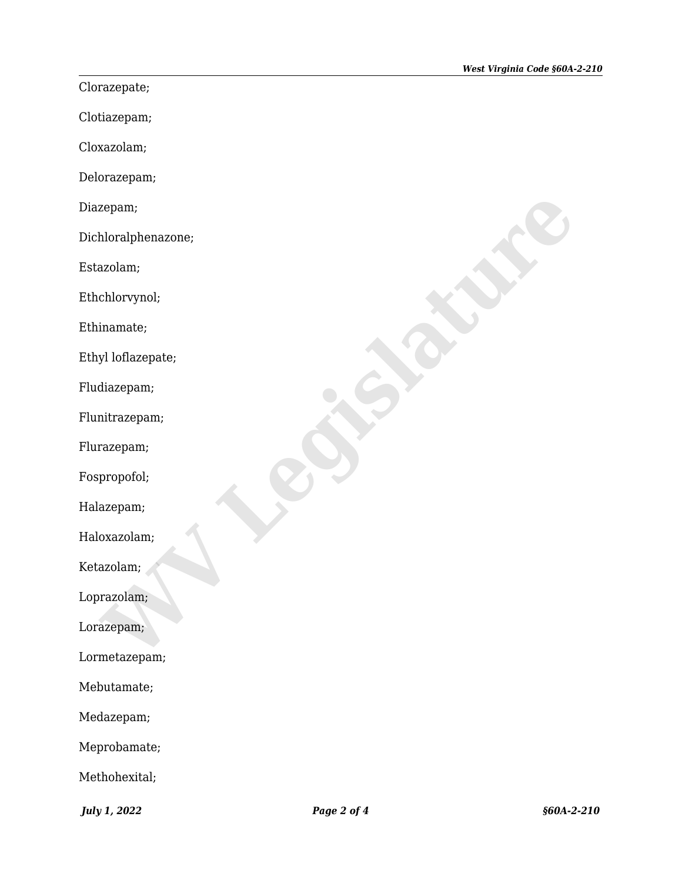Clorazepate;

Clotiazepam;

Cloxazolam;

Delorazepam;

Diazepam;

Dichloralphenazone;

Estazolam;

Ethchlorvynol;

Ethinamate;

Ethyl loflazepate;

Fludiazepam;

Flunitrazepam;

Flurazepam;

Fospropofol;

Halazepam;

Haloxazolam;

Ketazolam;

Loprazolam;

Lorazepam;

Lormetazepam;

Mebutamate;

Medazepam;

Meprobamate;

Methohexital;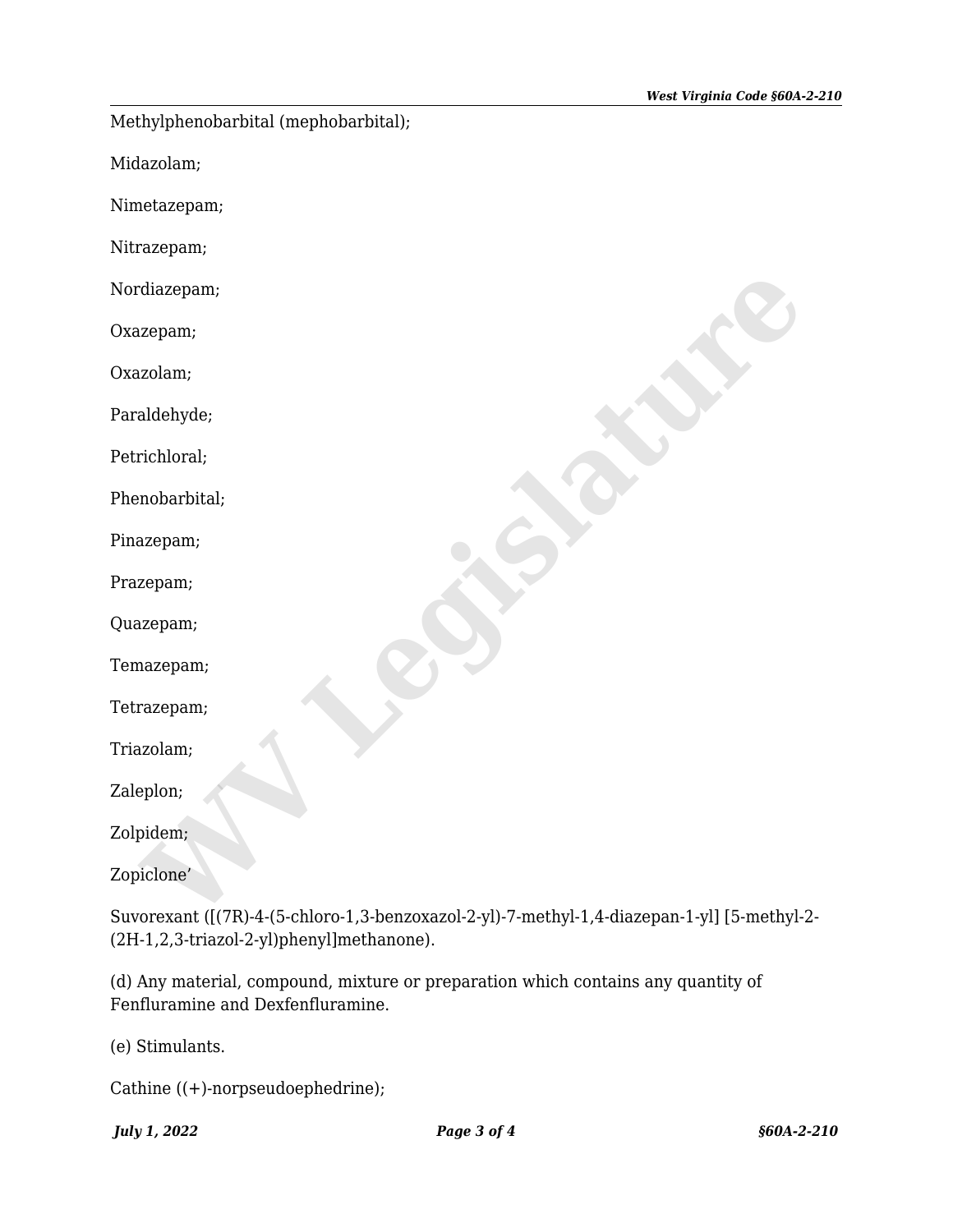Methylphenobarbital (mephobarbital);

Midazolam;

Nimetazepam;

Nitrazepam;

Nordiazepam;

Oxazepam;

Oxazolam;

Paraldehyde;

Petrichloral;

Phenobarbital;

Pinazepam;

Prazepam;

Quazepam;

Temazepam;

Tetrazepam;

Triazolam;

Zaleplon;

Zolpidem;

Zopiclone’

Suvorexant ([(7R)-4-(5-chloro-1,3-benzoxazol-2-yl)-7-methyl-1,4-diazepan-1-yl] [5-methyl-2-(2H-1,2,3-triazol-2-yl)phenyl]methanone).

(d) Any material, compound, mixture or preparation which contains any quantity of Fenfluramine and Dexfenfluramine.

(e) Stimulants.

Cathine ((+)-norpseudoephedrine);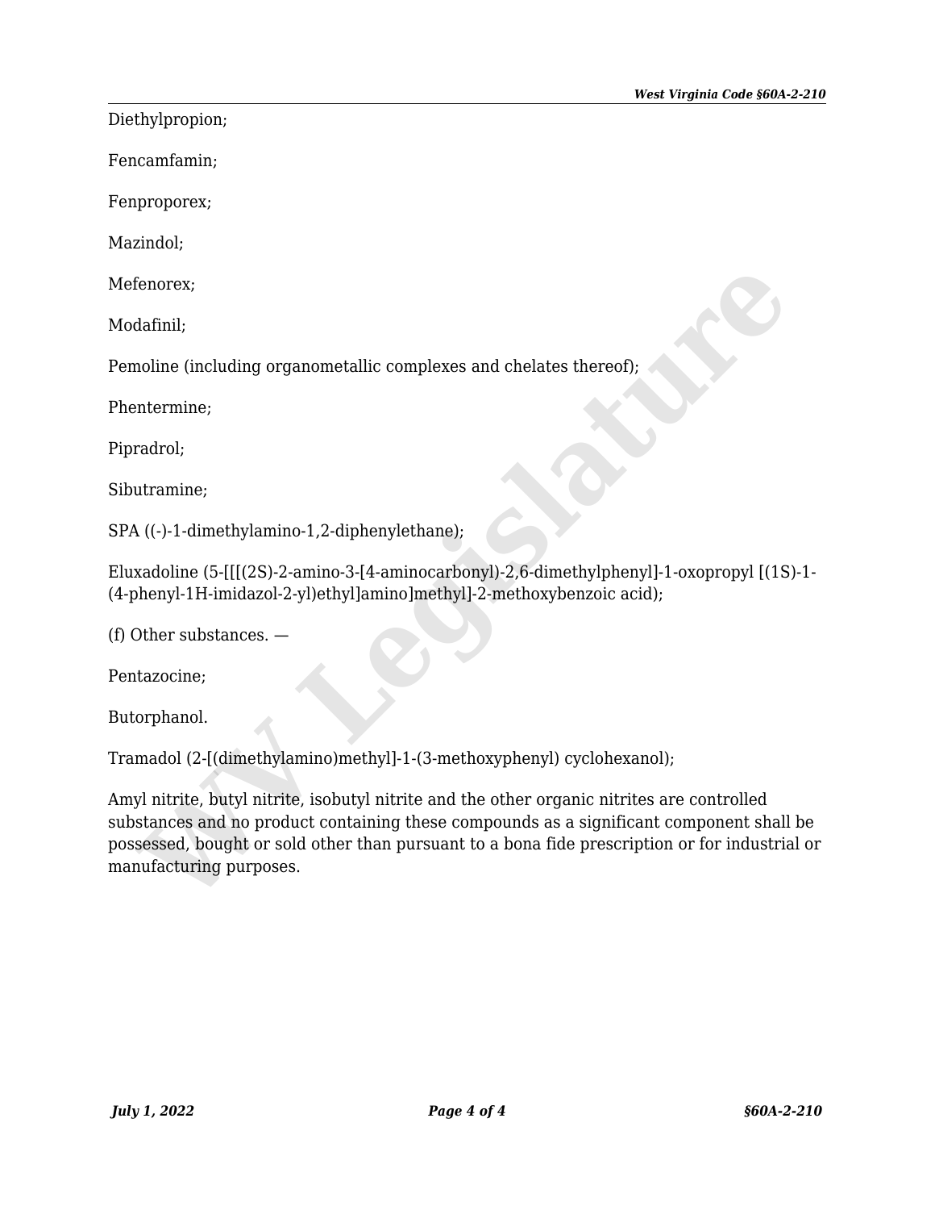Diethylpropion;

Fencamfamin;

Fenproporex;

Mazindol;

Mefenorex;

Modafinil;

Pemoline (including organometallic complexes and chelates thereof);

Phentermine;

Pipradrol;

Sibutramine;

SPA ((-)-1-dimethylamino-1,2-diphenylethane);

Eluxadoline (5-[[[(2S)-2-amino-3-[4-aminocarbonyl)-2,6-dimethylphenyl]-1-oxopropyl [(1S)-1-(4-phenyl-1H-imidazol-2-yl)ethyl]amino]methyl]-2-methoxybenzoic acid);

(f) Other substances. —

Pentazocine;

Butorphanol.

Tramadol (2-[(dimethylamino)methyl]-1-(3-methoxyphenyl) cyclohexanol);

Amyl nitrite, butyl nitrite, isobutyl nitrite and the other organic nitrites are controlled substances and no product containing these compounds as a significant component shall be possessed, bought or sold other than pursuant to a bona fide prescription or for industrial or manufacturing purposes.